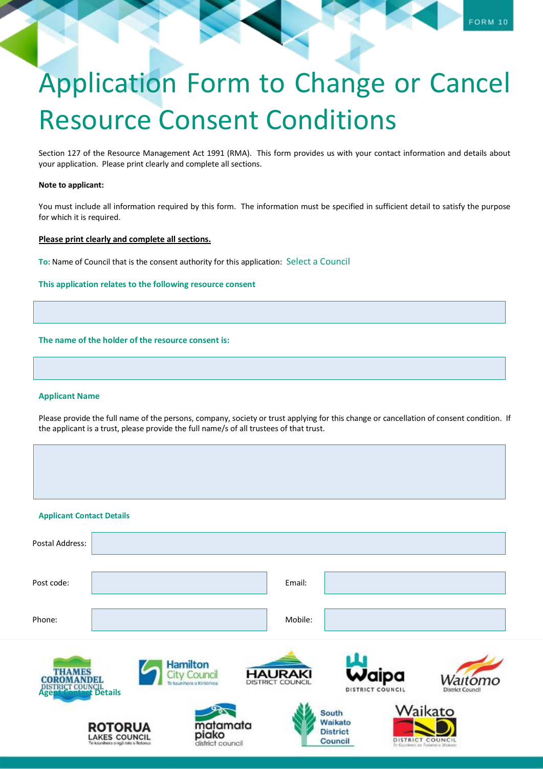FORM 10

# Application Form to Change or Cancel Resource Consent Conditions

Section 127 of the Resource Management Act 1991 (RMA). This form provides us with your contact information and details about your application. Please print clearly and complete all sections.

**Note to applicant:**

You must include all information required by this form. The information must be specified in sufficient detail to satisfy the purpose for which it is required.

**Please print clearly and complete all sections.**

**To:** Name of Council that is the consent authority for this application: Select a Council

**This application relates to the following resource consent**

**The name of the holder of the resource consent is:**

**Applicant Name**

Please provide the full name of the persons, company, society or trust applying for this change or cancellation of consent condition. If the applicant is a trust, please provide the full name/s of all trustees of that trust.

**Applicant Contact Details**

| | | | |
|---|---|---|---|
| Postal Address: | | | |
| Post code: | | Email: | |
| Phone: | | Mobile: | |

**Agent Contact Details**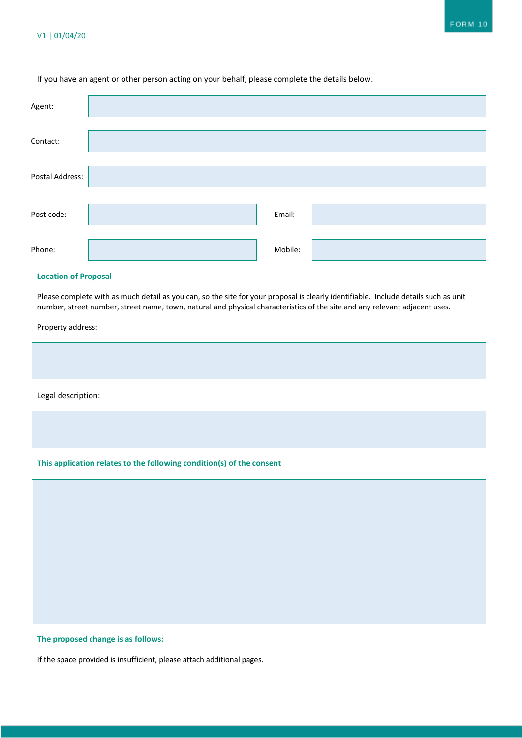If you have an agent or other person acting on your behalf, please complete the details below.

| | | | |
|---|---|---|---|
| Agent: | | | |
| Contact: | | | |
| Postal Address: | | | |
| Post code: | | Email: | |
| Phone: | | Mobile: | |

## Location of Proposal

Please complete with as much detail as you can, so the site for your proposal is clearly identifiable. Include details such as unit number, street number, street name, town, natural and physical characteristics of the site and any relevant adjacent uses.

Property address:

Legal description:

## This application relates to the following condition(s) of the consent

## The proposed change is as follows:

If the space provided is insufficient, please attach additional pages.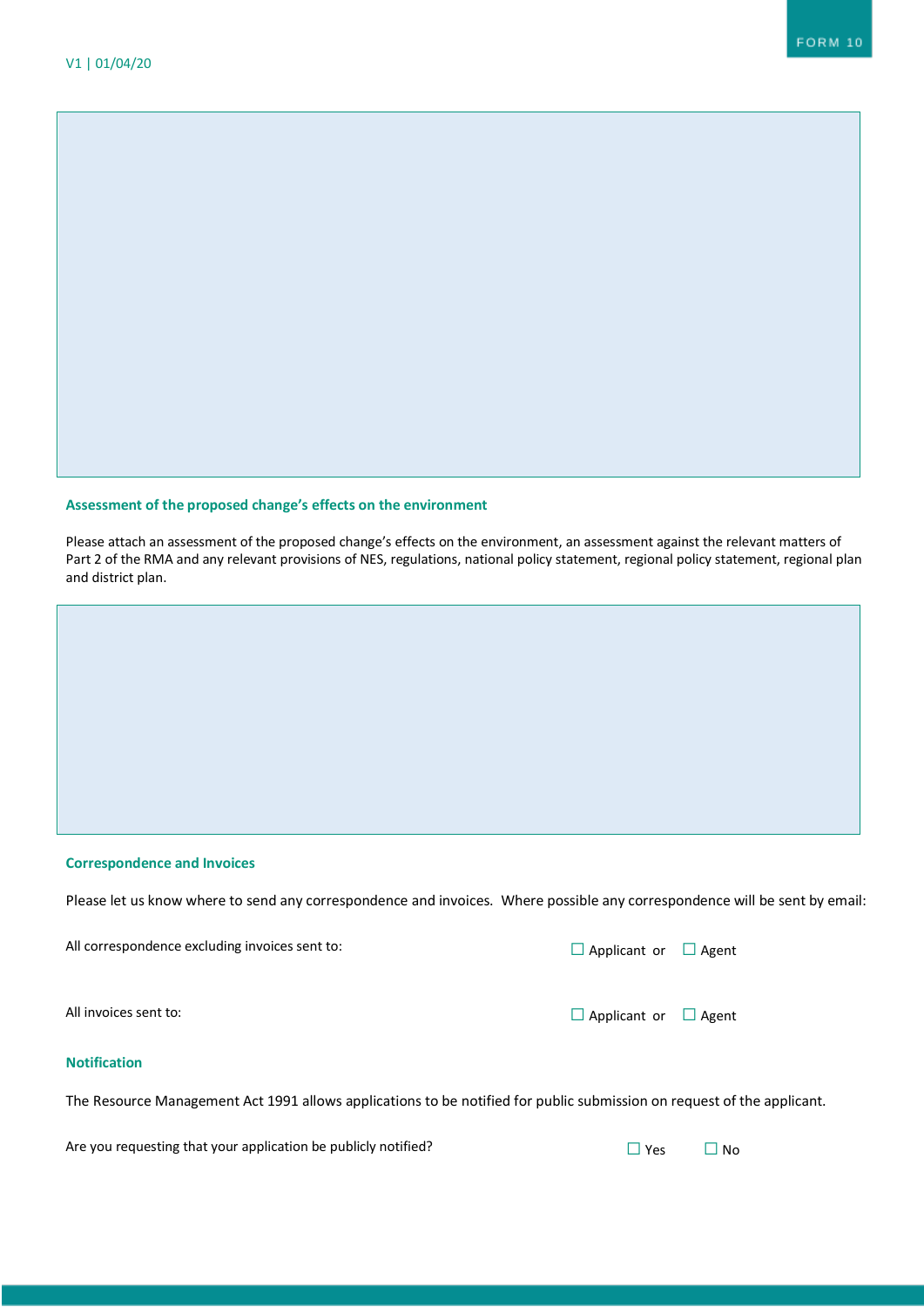## Assessment of the proposed change's effects on the environment

Please attach an assessment of the proposed change's effects on the environment, an assessment against the relevant matters of Part 2 of the RMA and any relevant provisions of NES, regulations, national policy statement, regional policy statement, regional plan and district plan.

## Correspondence and Invoices

Please let us know where to send any correspondence and invoices. Where possible any correspondence will be sent by email:

All correspondence excluding invoices sent to: ☐ Applicant or ☐ Agent

All invoices sent to: ☐ Applicant or ☐ Agent

## Notification

The Resource Management Act 1991 allows applications to be notified for public submission on request of the applicant.

Are you requesting that your application be publicly notified? ☐ Yes ☐ No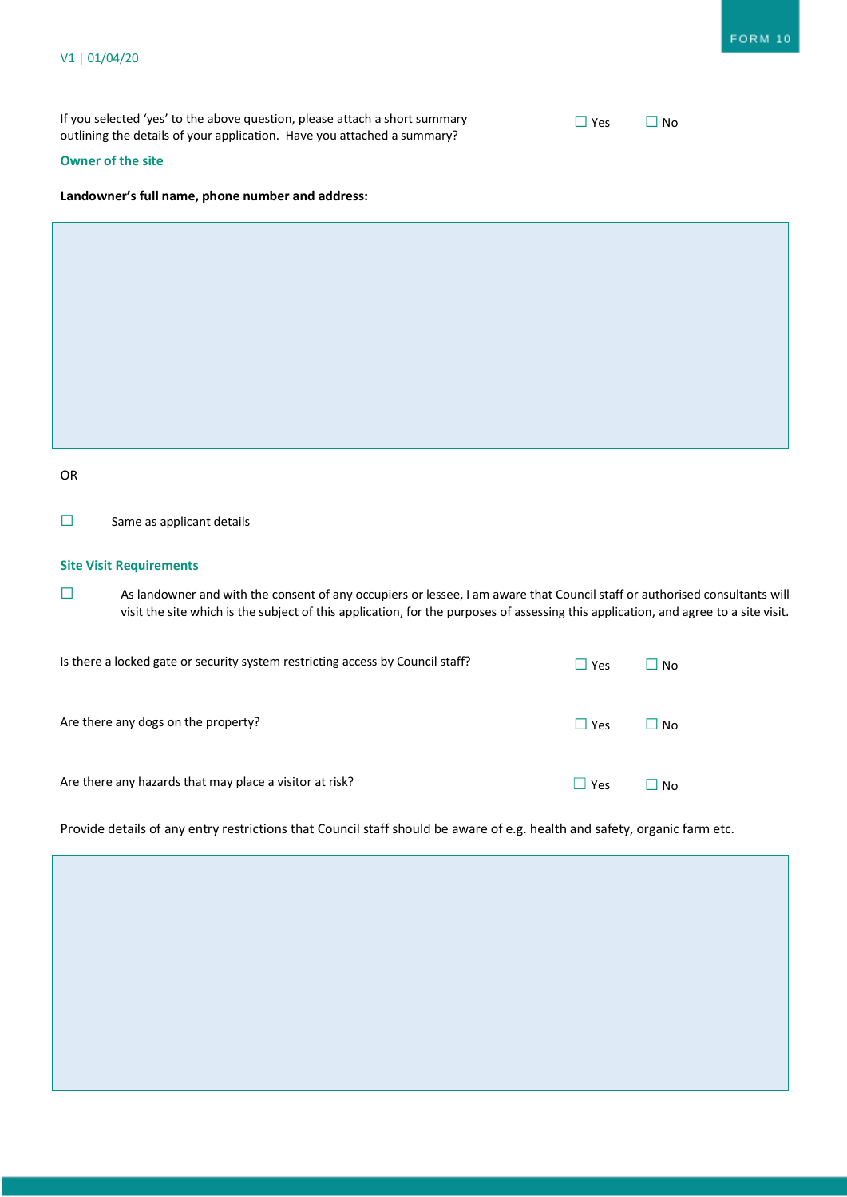If you selected 'yes' to the above question, please attach a short summary outlining the details of your application. Have you attached a summary? ☐ Yes ☐ No

### Owner of the site

**Landowner's full name, phone number and address:**

OR

☐ Same as applicant details

### Site Visit Requirements

☐ As landowner and with the consent of any occupiers or lessee, I am aware that Council staff or authorised consultants will visit the site which is the subject of this application, for the purposes of assessing this application, and agree to a site visit.

Is there a locked gate or security system restricting access by Council staff? ☐ Yes ☐ No

Are there any dogs on the property? ☐ Yes ☐ No

Are there any hazards that may place a visitor at risk? ☐ Yes ☐ No

Provide details of any entry restrictions that Council staff should be aware of e.g. health and safety, organic farm etc.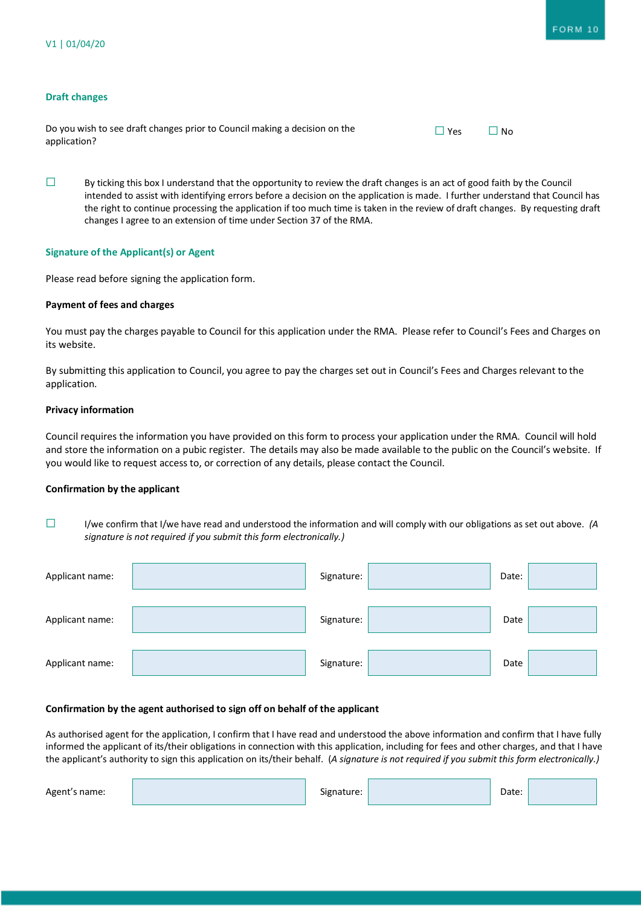## Draft changes

Do you wish to see draft changes prior to Council making a decision on the application? ☐ Yes ☐ No

☐ By ticking this box I understand that the opportunity to review the draft changes is an act of good faith by the Council intended to assist with identifying errors before a decision on the application is made. I further understand that Council has the right to continue processing the application if too much time is taken in the review of draft changes. By requesting draft changes I agree to an extension of time under Section 37 of the RMA.

## Signature of the Applicant(s) or Agent

Please read before signing the application form.

**Payment of fees and charges**

You must pay the charges payable to Council for this application under the RMA. Please refer to Council's Fees and Charges on its website.

By submitting this application to Council, you agree to pay the charges set out in Council's Fees and Charges relevant to the application.

**Privacy information**

Council requires the information you have provided on this form to process your application under the RMA. Council will hold and store the information on a pubic register. The details may also be made available to the public on the Council's website. If you would like to request access to, or correction of any details, please contact the Council.

**Confirmation by the applicant**

☐ I/we confirm that I/we have read and understood the information and will comply with our obligations as set out above. *(A signature is not required if you submit this form electronically.)*

| | | | | | |
|---|---|---|---|---|---|
| Applicant name: | | Signature: | | Date: | |
| Applicant name: | | Signature: | | Date | |
| Applicant name: | | Signature: | | Date | |

**Confirmation by the agent authorised to sign off on behalf of the applicant**

As authorised agent for the application, I confirm that I have read and understood the above information and confirm that I have fully informed the applicant of its/their obligations in connection with this application, including for fees and other charges, and that I have the applicant's authority to sign this application on its/their behalf. *(A signature is not required if you submit this form electronically.)*

| | | | | | |
|---|---|---|---|---|---|
| Agent's name: | | Signature: | | Date: | |